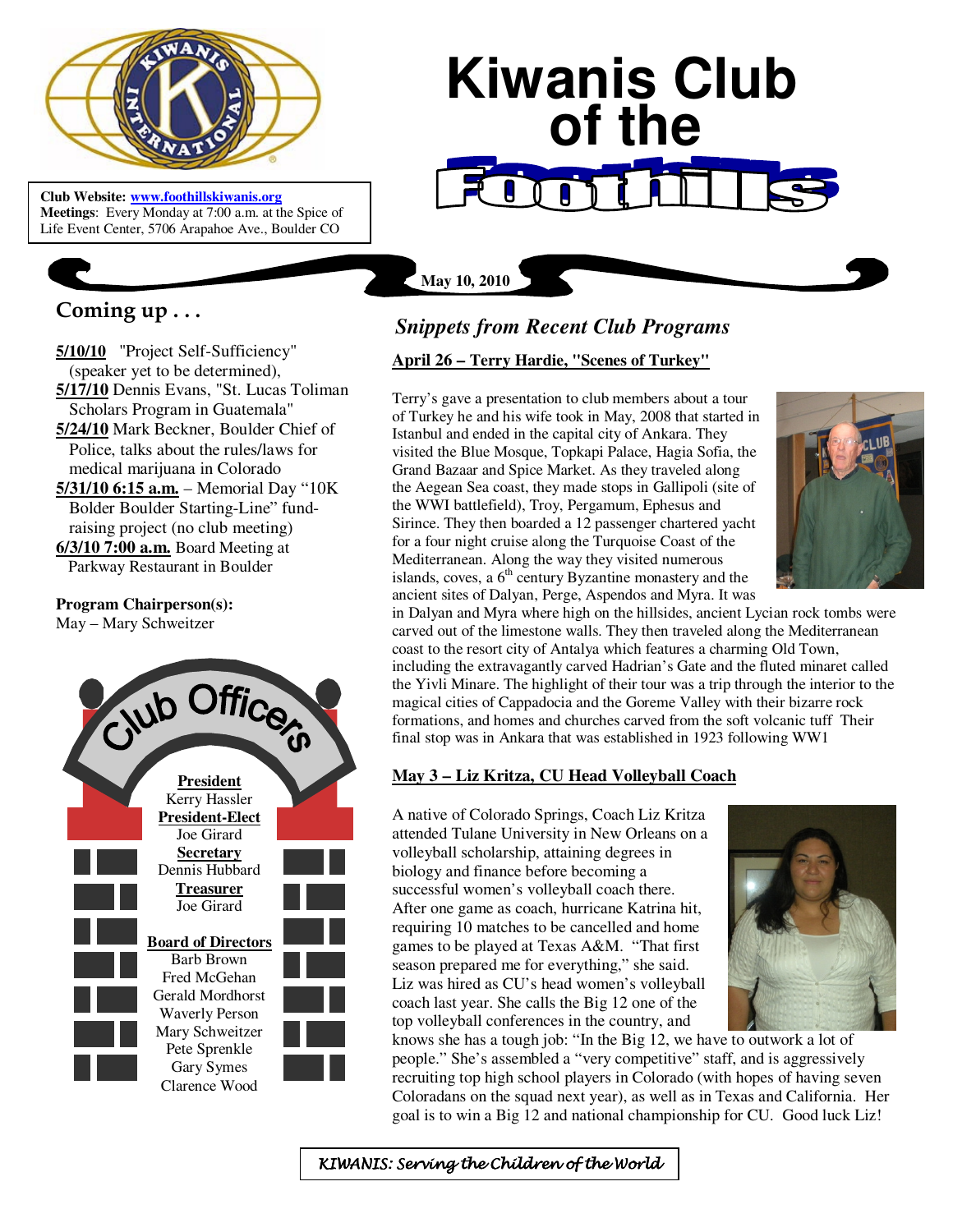# Kiwanis Club of the Foothills

**Club Website:** www.foothillskiwanis.org
**Meetings**: Every Monday at 7:00 a.m. at the Spice of Life Event Center, 5706 Arapahoe Ave., Boulder CO

**May 10, 2010**

## Coming up . . .

**5/10/10** "Project Self-Sufficiency" (speaker yet to be determined),
**5/17/10** Dennis Evans, "St. Lucas Toliman Scholars Program in Guatemala"
**5/24/10** Mark Beckner, Boulder Chief of Police, talks about the rules/laws for medical marijuana in Colorado
**5/31/10 6:15 a.m.** – Memorial Day "10K Bolder Boulder Starting-Line" fund-raising project (no club meeting)
**6/3/10 7:00 a.m.** Board Meeting at Parkway Restaurant in Boulder

**Program Chairperson(s):**
May – Mary Schweitzer

## Club Officers

**President**
Kerry Hassler

**President-Elect**
Joe Girard

**Secretary**
Dennis Hubbard

**Treasurer**
Joe Girard

**Board of Directors**
Barb Brown
Fred McGehan
Gerald Mordhorst
Waverly Person
Mary Schweitzer
Pete Sprenkle
Gary Symes
Clarence Wood

## *Snippets from Recent Club Programs*

### April 26 – Terry Hardie, "Scenes of Turkey"

Terry's gave a presentation to club members about a tour of Turkey he and his wife took in May, 2008 that started in Istanbul and ended in the capital city of Ankara. They visited the Blue Mosque, Topkapi Palace, Hagia Sofia, the Grand Bazaar and Spice Market. As they traveled along the Aegean Sea coast, they made stops in Gallipoli (site of the WWI battlefield), Troy, Pergamum, Ephesus and Sirince. They then boarded a 12 passenger chartered yacht for a four night cruise along the Turquoise Coast of the Mediterranean. Along the way they visited numerous islands, coves, a 6th century Byzantine monastery and the ancient sites of Dalyan, Perge, Aspendos and Myra. It was in Dalyan and Myra where high on the hillsides, ancient Lycian rock tombs were carved out of the limestone walls. They then traveled along the Mediterranean coast to the resort city of Antalya which features a charming Old Town, including the extravagantly carved Hadrian's Gate and the fluted minaret called the Yivli Minare. The highlight of their tour was a trip through the interior to the magical cities of Cappadocia and the Goreme Valley with their bizarre rock formations, and homes and churches carved from the soft volcanic tuff Their final stop was in Ankara that was established in 1923 following WW1

### May 3 – Liz Kritza, CU Head Volleyball Coach

A native of Colorado Springs, Coach Liz Kritza attended Tulane University in New Orleans on a volleyball scholarship, attaining degrees in biology and finance before becoming a successful women's volleyball coach there. After one game as coach, hurricane Katrina hit, requiring 10 matches to be cancelled and home games to be played at Texas A&M. "That first season prepared me for everything," she said. Liz was hired as CU's head women's volleyball coach last year. She calls the Big 12 one of the top volleyball conferences in the country, and knows she has a tough job: "In the Big 12, we have to outwork a lot of people." She's assembled a "very competitive" staff, and is aggressively recruiting top high school players in Colorado (with hopes of having seven Coloradans on the squad next year), as well as in Texas and California. Her goal is to win a Big 12 and national championship for CU. Good luck Liz!

*KIWANIS: Serving the Children of the World*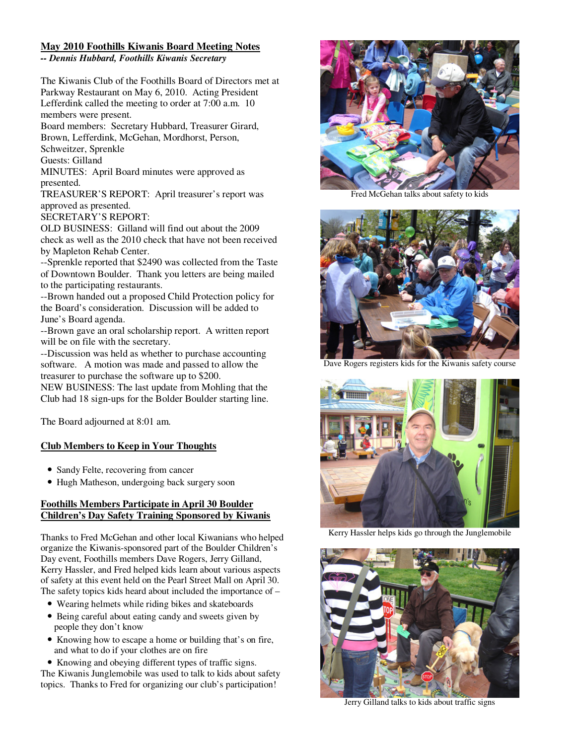## May 2010 Foothills Kiwanis Board Meeting Notes

***-- Dennis Hubbard, Foothills Kiwanis Secretary***

The Kiwanis Club of the Foothills Board of Directors met at Parkway Restaurant on May 6, 2010. Acting President Lefferdink called the meeting to order at 7:00 a.m. 10 members were present.

Board members: Secretary Hubbard, Treasurer Girard, Brown, Lefferdink, McGehan, Mordhorst, Person, Schweitzer, Sprenkle

Guests: Gilland

MINUTES: April Board minutes were approved as presented.

TREASURER'S REPORT: April treasurer's report was approved as presented.

SECRETARY'S REPORT:

OLD BUSINESS: Gilland will find out about the 2009 check as well as the 2010 check that have not been received by Mapleton Rehab Center.

--Sprenkle reported that $2490 was collected from the Taste of Downtown Boulder. Thank you letters are being mailed to the participating restaurants.

--Brown handed out a proposed Child Protection policy for the Board's consideration. Discussion will be added to June's Board agenda.

--Brown gave an oral scholarship report. A written report will be on file with the secretary.

--Discussion was held as whether to purchase accounting software. A motion was made and passed to allow the treasurer to purchase the software up to $200.

NEW BUSINESS: The last update from Mohling that the Club had 18 sign-ups for the Bolder Boulder starting line.

The Board adjourned at 8:01 am.

## Club Members to Keep in Your Thoughts

- Sandy Felte, recovering from cancer
- Hugh Matheson, undergoing back surgery soon

## Foothills Members Participate in April 30 Boulder Children's Day Safety Training Sponsored by Kiwanis

Thanks to Fred McGehan and other local Kiwanians who helped organize the Kiwanis-sponsored part of the Boulder Children's Day event, Foothills members Dave Rogers, Jerry Gilland, Kerry Hassler, and Fred helped kids learn about various aspects of safety at this event held on the Pearl Street Mall on April 30. The safety topics kids heard about included the importance of –

- Wearing helmets while riding bikes and skateboards
- Being careful about eating candy and sweets given by people they don't know
- Knowing how to escape a home or building that's on fire, and what to do if your clothes are on fire
- Knowing and obeying different types of traffic signs.

The Kiwanis Junglemobile was used to talk to kids about safety topics. Thanks to Fred for organizing our club's participation!

Fred McGehan talks about safety to kids

Dave Rogers registers kids for the Kiwanis safety course

Kerry Hassler helps kids go through the Junglemobile

Jerry Gilland talks to kids about traffic signs